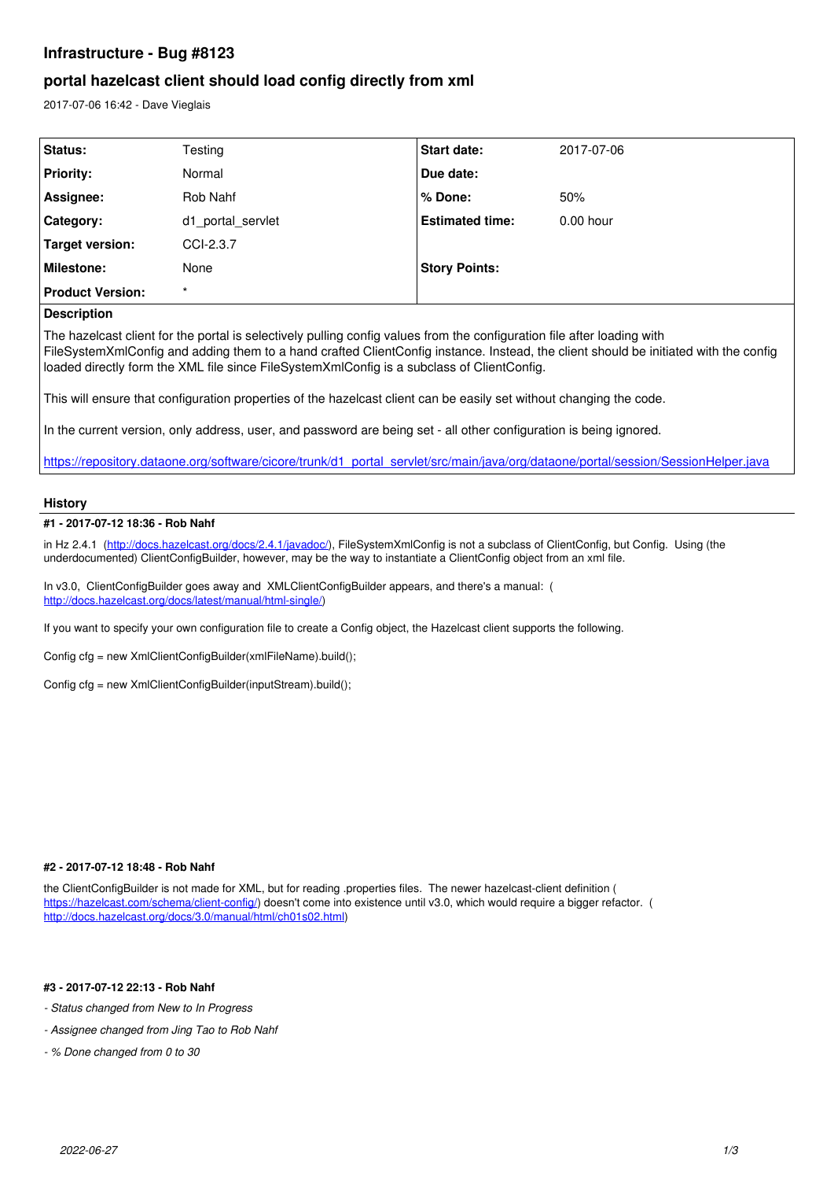# Infrastructure - Bug #8123

## portal hazelcast client should load config directly from xml

2017-07-06 16:42 - Dave Vieglais

| | | | |
|---|---|---|---|
| **Status:** | Testing | **Start date:** | 2017-07-06 |
| **Priority:** | Normal | **Due date:** | |
| **Assignee:** | Rob Nahf | **% Done:** | 50% |
| **Category:** | d1_portal_servlet | **Estimated time:** | 0.00 hour |
| **Target version:** | CCI-2.3.7 | | |
| **Milestone:** | None | **Story Points:** | |
| **Product Version:** | * | | |

**Description**

The hazelcast client for the portal is selectively pulling config values from the configuration file after loading with FileSystemXmlConfig and adding them to a hand crafted ClientConfig instance. Instead, the client should be initiated with the config loaded directly form the XML file since FileSystemXmlConfig is a subclass of ClientConfig.

This will ensure that configuration properties of the hazelcast client can be easily set without changing the code.

In the current version, only address, user, and password are being set - all other configuration is being ignored.

https://repository.dataone.org/software/cicore/trunk/d1_portal_servlet/src/main/java/org/dataone/portal/session/SessionHelper.java

### History

#### #1 - 2017-07-12 18:36 - Rob Nahf

in Hz 2.4.1 (http://docs.hazelcast.org/docs/2.4.1/javadoc/), FileSystemXmlConfig is not a subclass of ClientConfig, but Config. Using (the underdocumented) ClientConfigBuilder, however, may be the way to instantiate a ClientConfig object from an xml file.

In v3.0, ClientConfigBuilder goes away and XMLClientConfigBuilder appears, and there's a manual: ( http://docs.hazelcast.org/docs/latest/manual/html-single/)

If you want to specify your own configuration file to create a Config object, the Hazelcast client supports the following.

Config cfg = new XmlClientConfigBuilder(xmlFileName).build();

Config cfg = new XmlClientConfigBuilder(inputStream).build();

#### #2 - 2017-07-12 18:48 - Rob Nahf

the ClientConfigBuilder is not made for XML, but for reading .properties files. The newer hazelcast-client definition ( https://hazelcast.com/schema/client-config/) doesn't come into existence until v3.0, which would require a bigger refactor. ( http://docs.hazelcast.org/docs/3.0/manual/html/ch01s02.html)

#### #3 - 2017-07-12 22:13 - Rob Nahf

- *Status changed from New to In Progress*
- *Assignee changed from Jing Tao to Rob Nahf*
- *% Done changed from 0 to 30*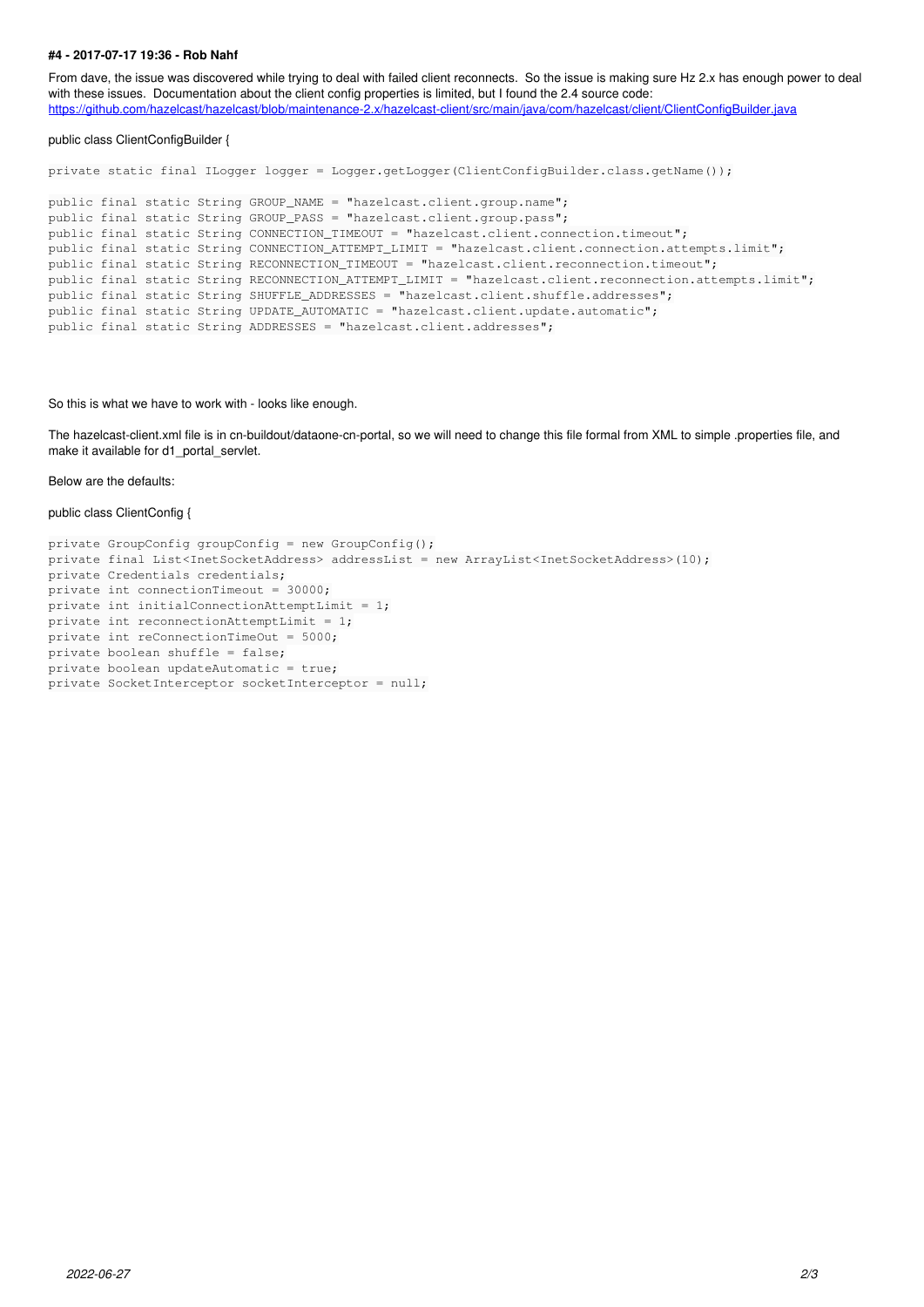#### #4 - 2017-07-17 19:36 - Rob Nahf

From dave, the issue was discovered while trying to deal with failed client reconnects. So the issue is making sure Hz 2.x has enough power to deal with these issues. Documentation about the client config properties is limited, but I found the 2.4 source code:
https://github.com/hazelcast/hazelcast/blob/maintenance-2.x/hazelcast-client/src/main/java/com/hazelcast/client/ClientConfigBuilder.java

public class ClientConfigBuilder {

```
private static final ILogger logger = Logger.getLogger(ClientConfigBuilder.class.getName());

public final static String GROUP_NAME = "hazelcast.client.group.name";
public final static String GROUP_PASS = "hazelcast.client.group.pass";
public final static String CONNECTION_TIMEOUT = "hazelcast.client.connection.timeout";
public final static String CONNECTION_ATTEMPT_LIMIT = "hazelcast.client.connection.attempts.limit";
public final static String RECONNECTION_TIMEOUT = "hazelcast.client.reconnection.timeout";
public final static String RECONNECTION_ATTEMPT_LIMIT = "hazelcast.client.reconnection.attempts.limit";
public final static String SHUFFLE_ADDRESSES = "hazelcast.client.shuffle.addresses";
public final static String UPDATE_AUTOMATIC = "hazelcast.client.update.automatic";
public final static String ADDRESSES = "hazelcast.client.addresses";
```

So this is what we have to work with - looks like enough.

The hazelcast-client.xml file is in cn-buildout/dataone-cn-portal, so we will need to change this file formal from XML to simple .properties file, and make it available for d1_portal_servlet.

Below are the defaults:

public class ClientConfig {

```
private GroupConfig groupConfig = new GroupConfig();
private final List<InetSocketAddress> addressList = new ArrayList<InetSocketAddress>(10);
private Credentials credentials;
private int connectionTimeout = 30000;
private int initialConnectionAttemptLimit = 1;
private int reconnectionAttemptLimit = 1;
private int reConnectionTimeOut = 5000;
private boolean shuffle = false;
private boolean updateAutomatic = true;
private SocketInterceptor socketInterceptor = null;
```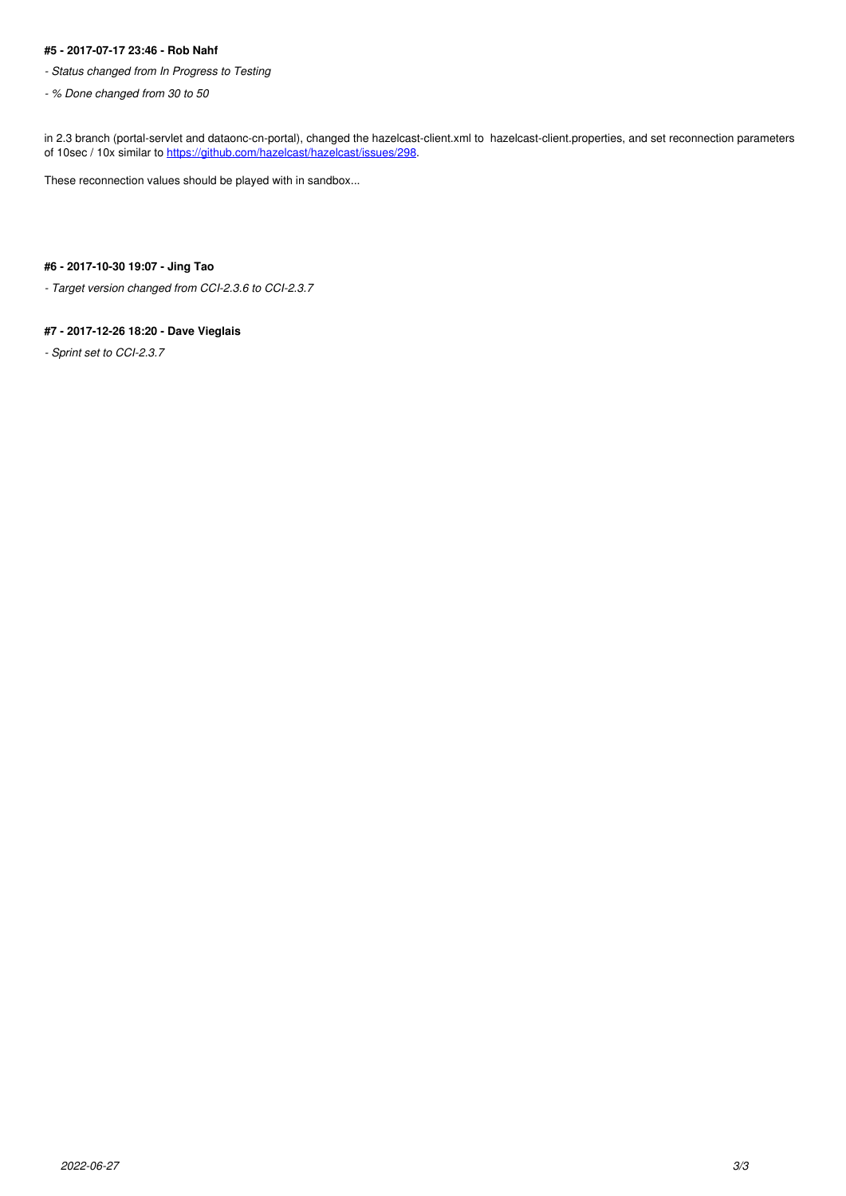#### #5 - 2017-07-17 23:46 - Rob Nahf

- *Status changed from In Progress to Testing*
- *% Done changed from 30 to 50*

in 2.3 branch (portal-servlet and dataonc-cn-portal), changed the hazelcast-client.xml to hazelcast-client.properties, and set reconnection parameters of 10sec / 10x similar to https://github.com/hazelcast/hazelcast/issues/298.

These reconnection values should be played with in sandbox...

#### #6 - 2017-10-30 19:07 - Jing Tao

- *Target version changed from CCI-2.3.6 to CCI-2.3.7*

#### #7 - 2017-12-26 18:20 - Dave Vieglais

- *Sprint set to CCI-2.3.7*